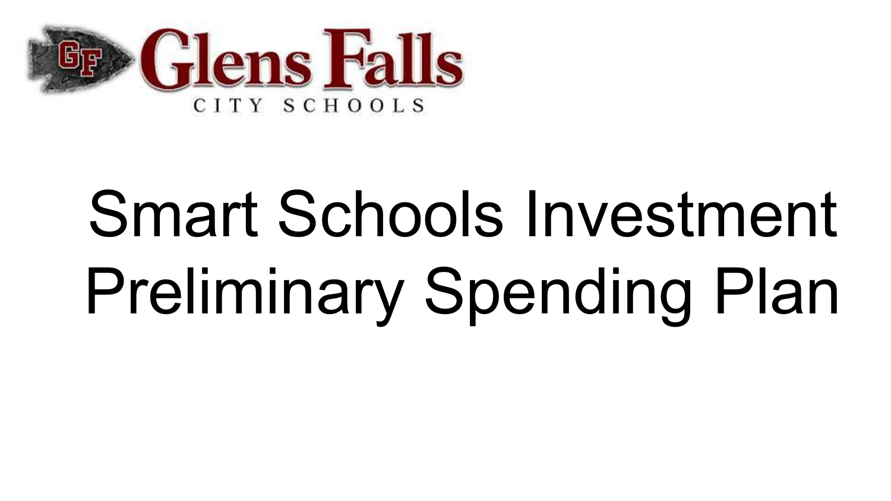Glens Falls

CITY SCHOOLS

# Smart Schools Investment Preliminary Spending Plan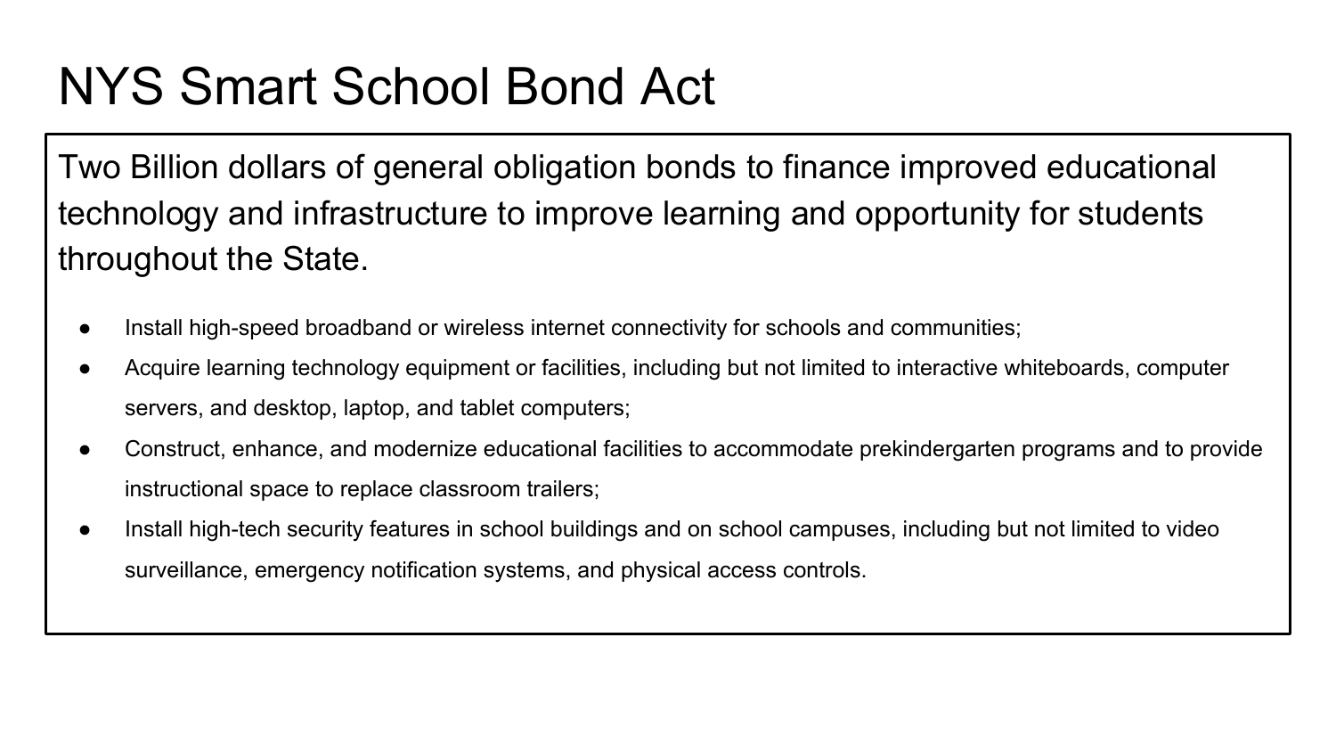# NYS Smart School Bond Act

Two Billion dollars of general obligation bonds to finance improved educational technology and infrastructure to improve learning and opportunity for students throughout the State.

- Install high-speed broadband or wireless internet connectivity for schools and communities;
- Acquire learning technology equipment or facilities, including but not limited to interactive whiteboards, computer servers, and desktop, laptop, and tablet computers;
- Construct, enhance, and modernize educational facilities to accommodate prekindergarten programs and to provide instructional space to replace classroom trailers;
- Install high-tech security features in school buildings and on school campuses, including but not limited to video surveillance, emergency notification systems, and physical access controls.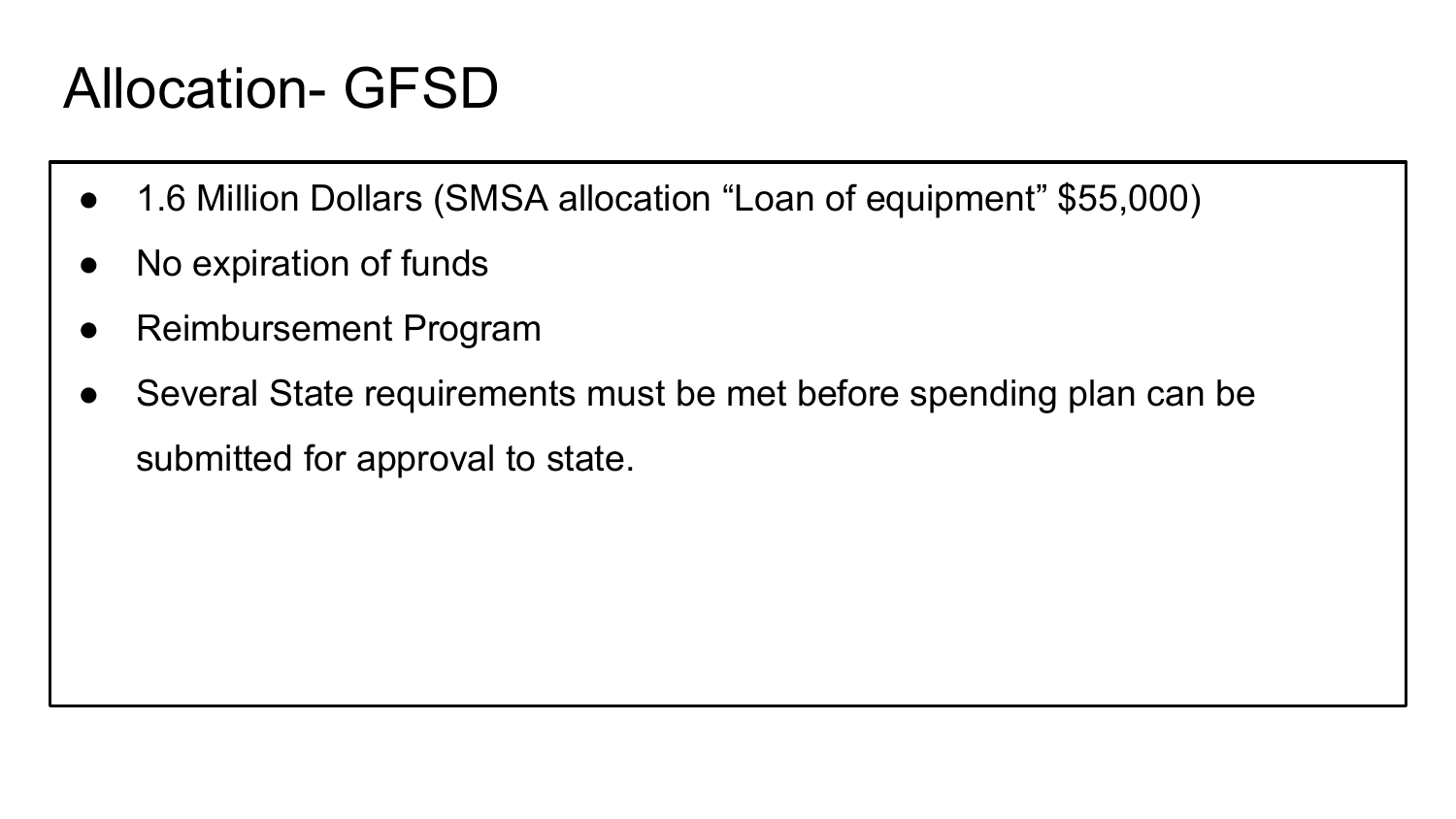# Allocation- GFSD

- 1.6 Million Dollars (SMSA allocation “Loan of equipment” $55,000)
- No expiration of funds
- Reimbursement Program
- Several State requirements must be met before spending plan can be submitted for approval to state.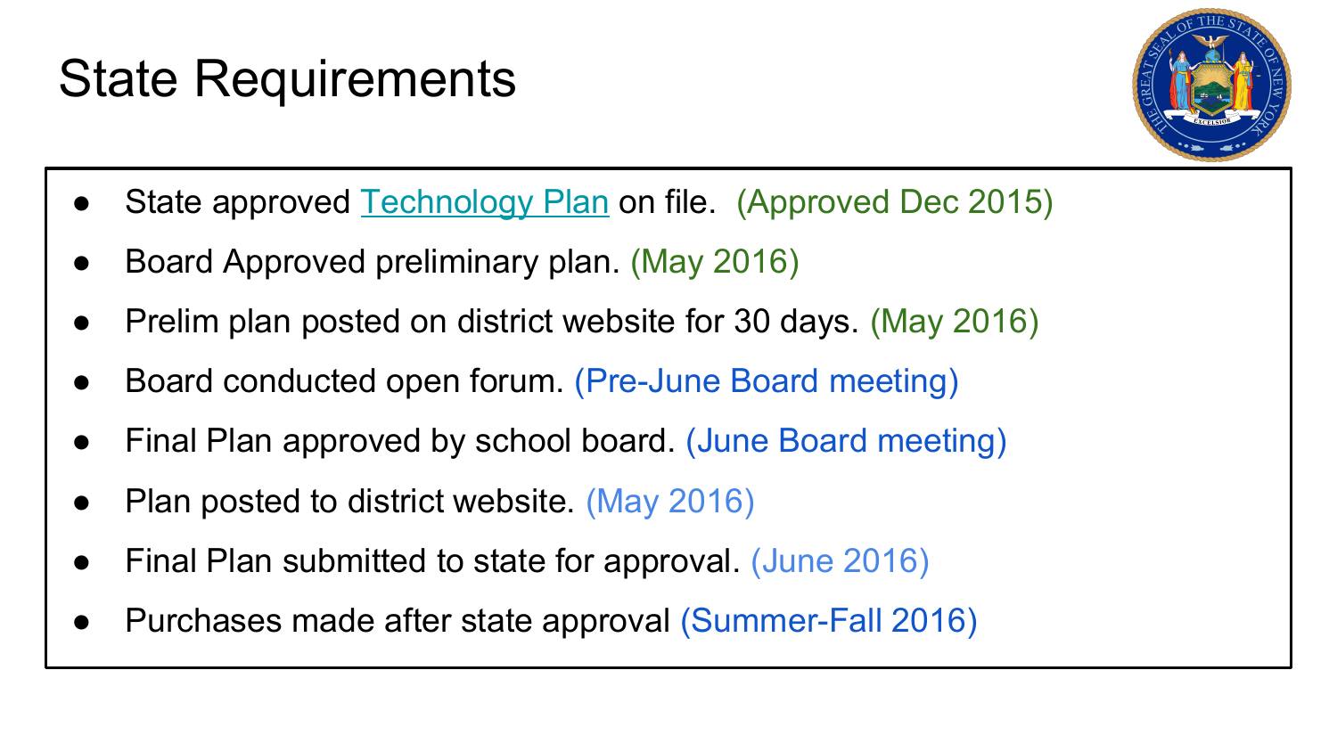# State Requirements

- State approved Technology Plan on file. (Approved Dec 2015)
- Board Approved preliminary plan. (May 2016)
- Prelim plan posted on district website for 30 days. (May 2016)
- Board conducted open forum. (Pre-June Board meeting)
- Final Plan approved by school board. (June Board meeting)
- Plan posted to district website. (May 2016)
- Final Plan submitted to state for approval. (June 2016)
- Purchases made after state approval (Summer-Fall 2016)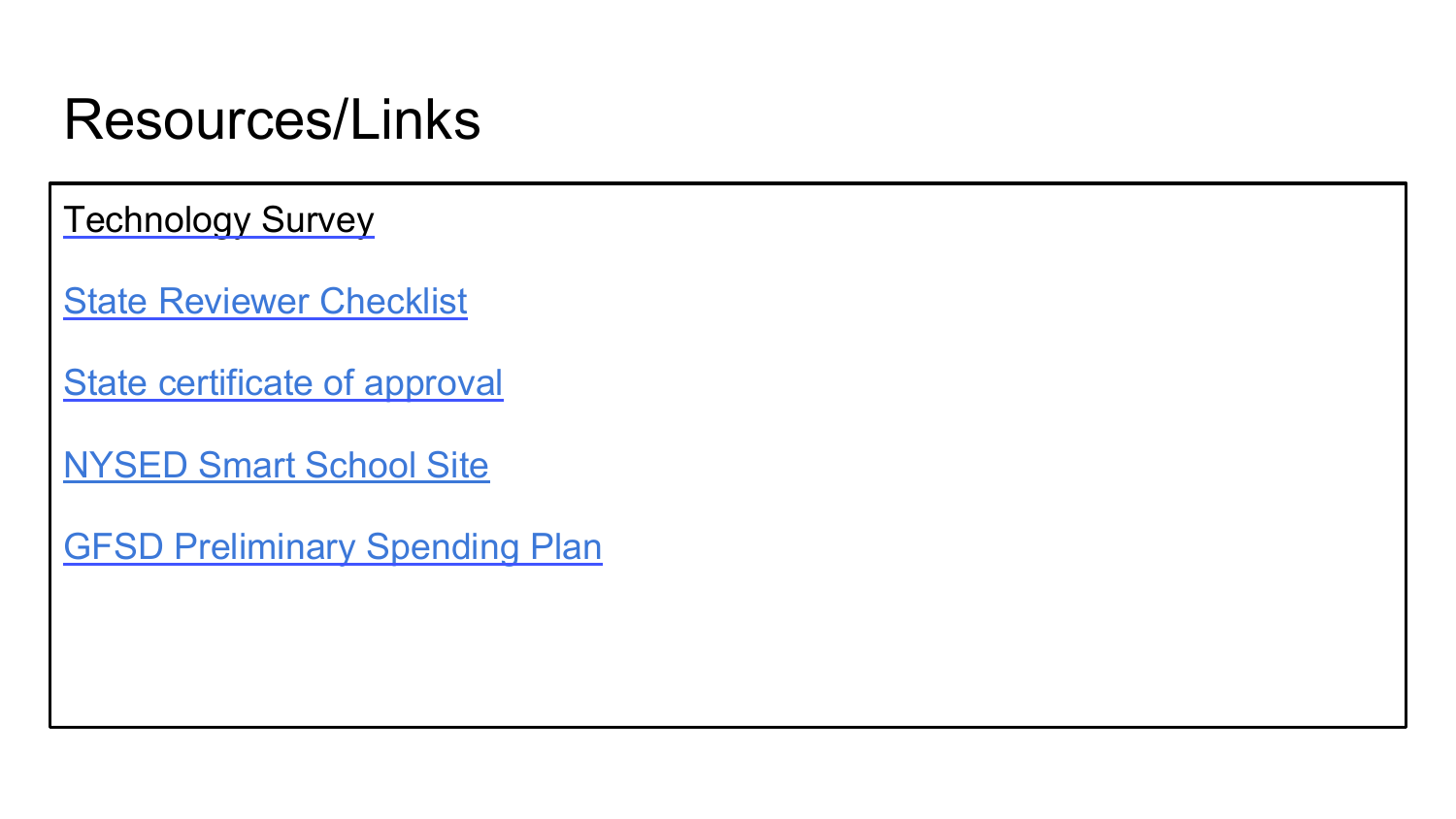# Resources/Links

Technology Survey

State Reviewer Checklist

State certificate of approval

NYSED Smart School Site

GFSD Preliminary Spending Plan